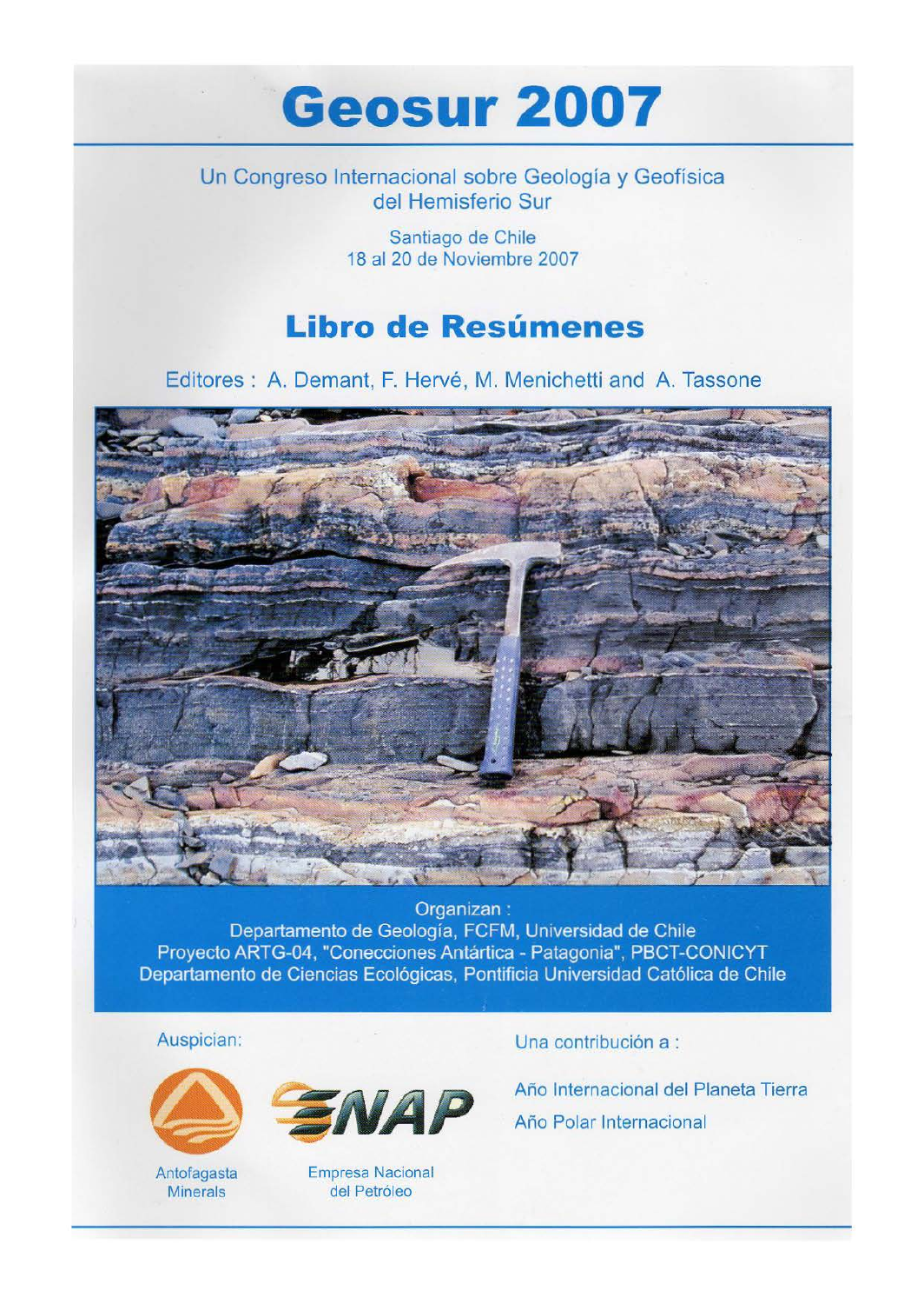# Geosur 2007

Un Congreso Internacional sobre Geología y Geofísica del Hemisferio Sur

Santiago de Chile
18 al 20 de Noviembre 2007

## Libro de Resúmenes

Editores : A. Demant, F. Hervé, M. Menichetti and A. Tassone

Organizan :
Departamento de Geología, FCFM, Universidad de Chile
Proyecto ARTG-04, "Conecciones Antártica - Patagonia", PBCT-CONICYT
Departamento de Ciencias Ecológicas, Pontificia Universidad Católica de Chile

Auspician:

Antofagasta Minerals

ENAP
Empresa Nacional del Petróleo

Una contribución a :

Año Internacional del Planeta Tierra

Año Polar Internacional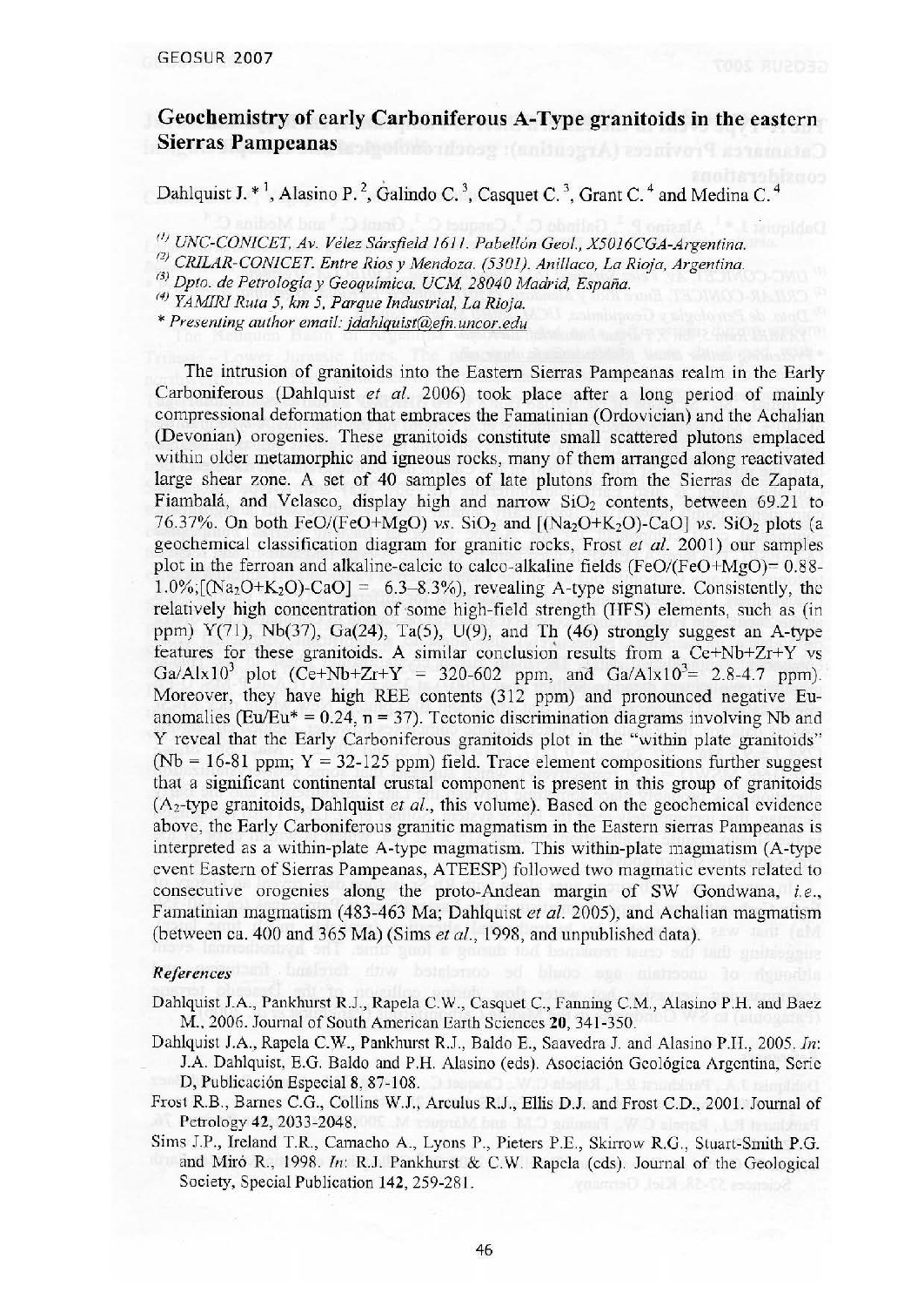# Geochemistry of early Carboniferous A-Type granitoids in the eastern Sierras Pampeanas

Dahlquist J. *[1], Alasino P.[2], Galindo C.[3], Casquet C.[3], Grant C.[4] and Medina C.[4]

[1] *UNC-CONICET, Av. Vélez Sársfield 1611. Pabellón Geol., X5016CGA-Argentina.*
[2] *CRILAR-CONICET. Entre Ríos y Mendoza. (5301). Anillaco, La Rioja, Argentina.*
[3] *Dpto. de Petrología y Geoquímica. UCM. 28040 Madrid, España.*
[4] *YAMIRI Ruta 5, km 5, Parque Industrial, La Rioja.*
\* *Presenting author email: jdahlquist@efn.uncor.edu*

The intrusion of granitoids into the Eastern Sierras Pampeanas realm in the Early Carboniferous (Dahlquist *et al.* 2006) took place after a long period of mainly compressional deformation that embraces the Famatinian (Ordovician) and the Achalian (Devonian) orogenies. These granitoids constitute small scattered plutons emplaced within older metamorphic and igneous rocks, many of them arranged along reactivated large shear zone. A set of 40 samples of late plutons from the Sierras de Zapata, Fiambalá, and Velasco, display high and narrow $SiO_2$ contents, between 69.21 to 76.37%. On both FeO/(FeO+MgO) *vs.* $SiO_2$ and $[(Na_2O+K_2O)-CaO]$ *vs.* $SiO_2$ plots (a geochemical classification diagram for granitic rocks, Frost *et al.* 2001) our samples plot in the ferroan and alkaline-calcic to calco-alkaline fields (FeO/(FeO+MgO)= 0.88-1.0%;$[(Na_2O+K_2O)-CaO]$ = 6.3–8.3%), revealing A-type signature. Consistently, the relatively high concentration of some high-field strength (HFS) elements, such as (in ppm) Y(71), Nb(37), Ga(24), Ta(5), U(9), and Th (46) strongly suggest an A-type features for these granitoids. A similar conclusion results from a Ce+Nb+Zr+Y vs Ga/Alx$10^3$ plot (Ce+Nb+Zr+Y = 320-602 ppm, and Ga/Alx$10^3$= 2.8-4.7 ppm). Moreover, they have high REE contents (312 ppm) and pronounced negative Eu-anomalies (Eu/Eu* = 0.24, n = 37). Tectonic discrimination diagrams involving Nb and Y reveal that the Early Carboniferous granitoids plot in the "within plate granitoids" (Nb = 16-81 ppm; Y = 32-125 ppm) field. Trace element compositions further suggest that a significant continental crustal component is present in this group of granitoids ($A_2$-type granitoids, Dahlquist *et al.*, this volume). Based on the geochemical evidence above, the Early Carboniferous granitic magmatism in the Eastern sierras Pampeanas is interpreted as a within-plate A-type magmatism. This within-plate magmatism (A-type event Eastern of Sierras Pampeanas, ATEESP) followed two magmatic events related to consecutive orogenies along the proto-Andean margin of SW Gondwana, *i.e.*, Famatinian magmatism (483-463 Ma; Dahlquist *et al.* 2005), and Achalian magmatism (between ca. 400 and 365 Ma) (Sims *et al.*, 1998, and unpublished data).

## *References*

Dahlquist J.A., Pankhurst R.J., Rapela C.W., Casquet C., Fanning C.M., Alasino P.H. and Baez M., 2006. Journal of South American Earth Sciences **20**, 341-350.

Dahlquist J.A., Rapela C.W., Pankhurst R.J., Baldo E., Saavedra J. and Alasino P.H., 2005. *In*: J.A. Dahlquist, E.G. Baldo and P.H. Alasino (eds). Asociación Geológica Argentina, Serie D, Publicación Especial 8, 87-108.

Frost R.B., Barnes C.G., Collins W.J., Arculus R.J., Ellis D.J. and Frost C.D., 2001. Journal of Petrology **42**, 2033-2048.

Sims J.P., Ireland T.R., Camacho A., Lyons P., Pieters P.E., Skirrow R.G., Stuart-Smith P.G. and Miró R., 1998. *In*: R.J. Pankhurst & C.W. Rapela (eds). Journal of the Geological Society, Special Publication 142, 259-281.